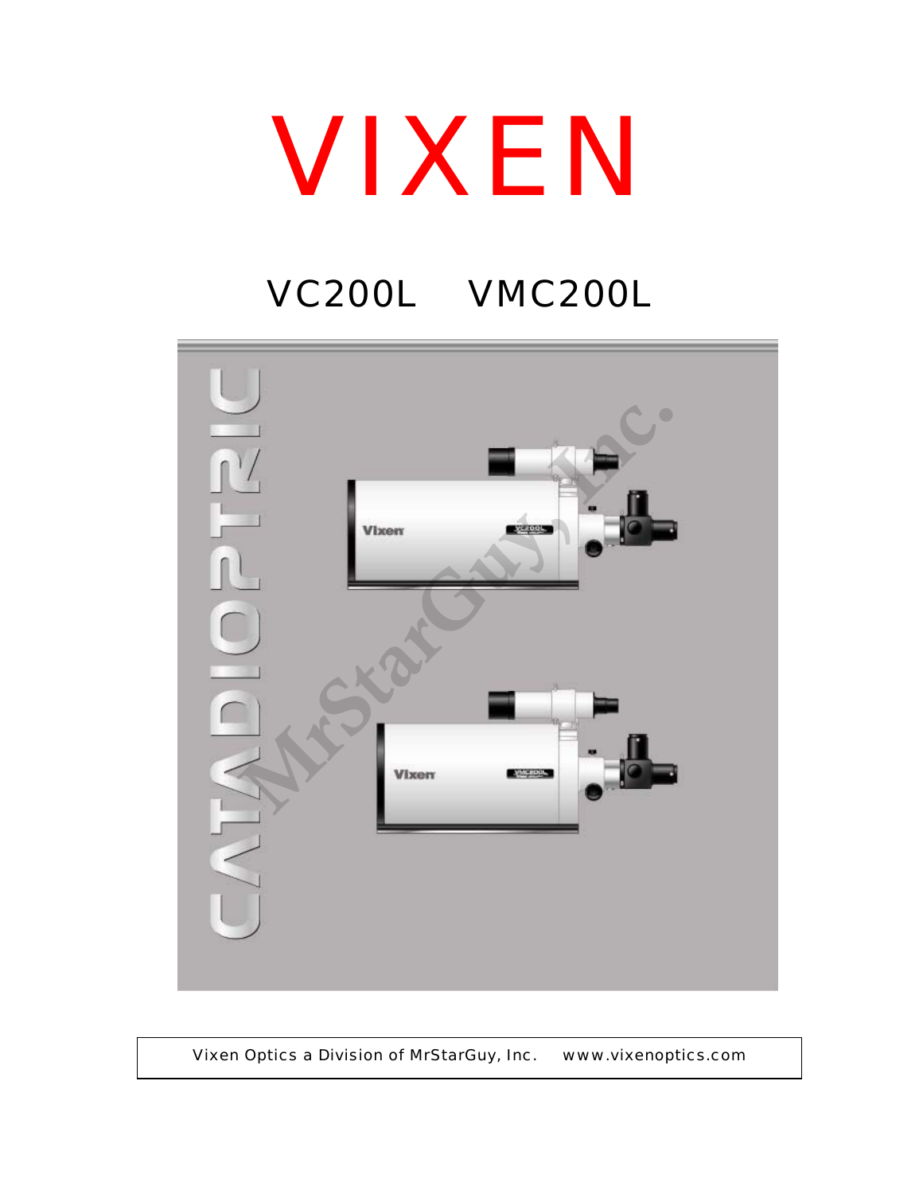# VIXEN

## VC200L VMC200L

CATADIOPTRIC

Vixen Optics a Division of MrStarGuy, Inc. www.vixenoptics.com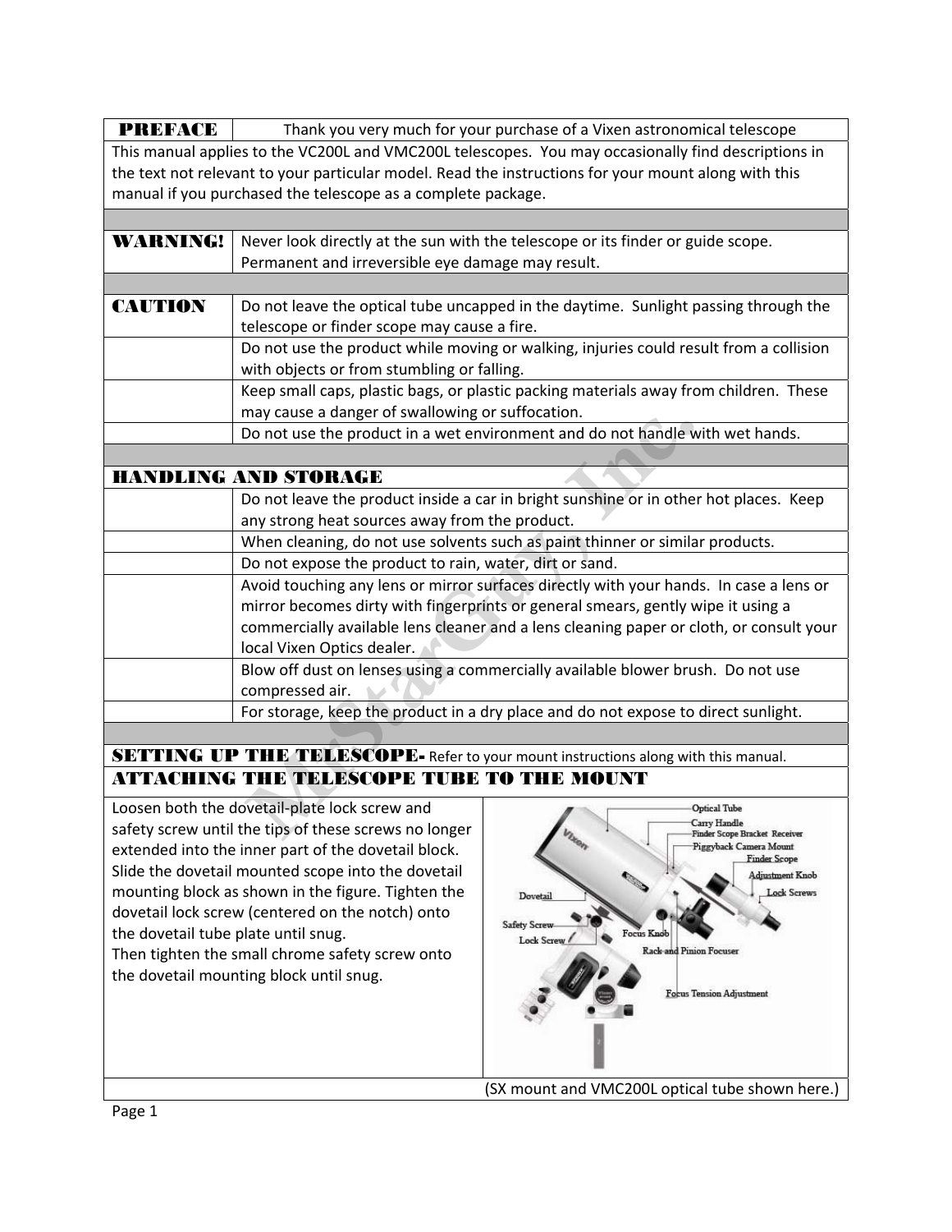| **PREFACE** | Thank you very much for your purchase of a Vixen astronomical telescope |
|---|---|

This manual applies to the VC200L and VMC200L telescopes. You may occasionally find descriptions in the text not relevant to your particular model. Read the instructions for your mount along with this manual if you purchased the telescope as a complete package.

| **WARNING!** | Never look directly at the sun with the telescope or its finder or guide scope. Permanent and irreversible eye damage may result. |
|---|---|

| **CAUTION** | Do not leave the optical tube uncapped in the daytime. Sunlight passing through the telescope or finder scope may cause a fire. |
|---|---|
| | Do not use the product while moving or walking, injuries could result from a collision with objects or from stumbling or falling. |
| | Keep small caps, plastic bags, or plastic packing materials away from children. These may cause a danger of swallowing or suffocation. |
| | Do not use the product in a wet environment and do not handle with wet hands. |

## HANDLING AND STORAGE

| | |
|---|---|
| | Do not leave the product inside a car in bright sunshine or in other hot places. Keep any strong heat sources away from the product. |
| | When cleaning, do not use solvents such as paint thinner or similar products. |
| | Do not expose the product to rain, water, dirt or sand. |
| | Avoid touching any lens or mirror surfaces directly with your hands. In case a lens or mirror becomes dirty with fingerprints or general smears, gently wipe it using a commercially available lens cleaner and a lens cleaning paper or cloth, or consult your local Vixen Optics dealer. |
| | Blow off dust on lenses using a commercially available blower brush. Do not use compressed air. |
| | For storage, keep the product in a dry place and do not expose to direct sunlight. |

## SETTING UP THE TELESCOPE- Refer to your mount instructions along with this manual.

## ATTACHING THE TELESCOPE TUBE TO THE MOUNT

Loosen both the dovetail-plate lock screw and safety screw until the tips of these screws no longer extended into the inner part of the dovetail block. Slide the dovetail mounted scope into the dovetail mounting block as shown in the figure. Tighten the dovetail lock screw (centered on the notch) onto the dovetail tube plate until snug.
Then tighten the small chrome safety screw onto the dovetail mounting block until snug.

(SX mount and VMC200L optical tube shown here.)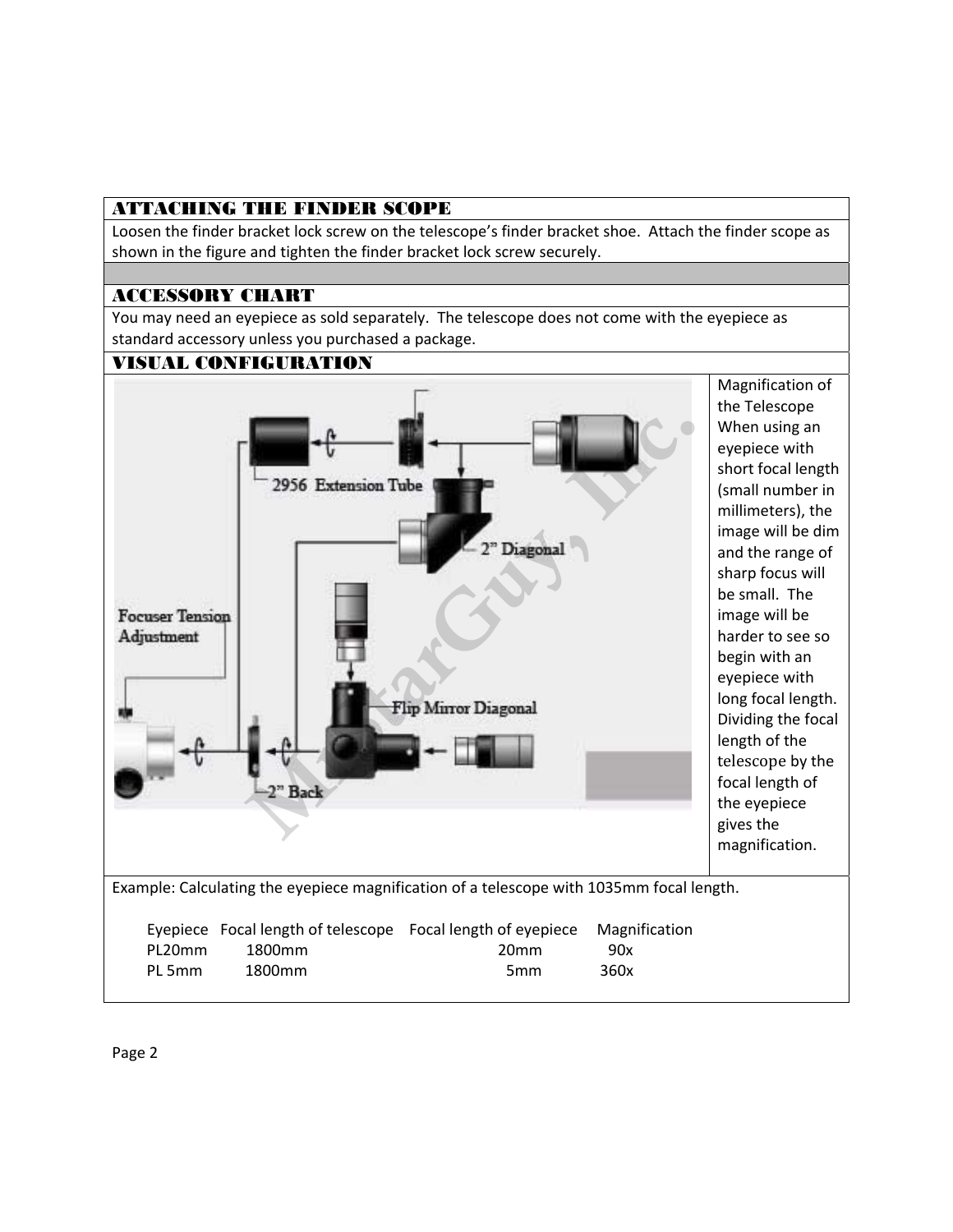## ATTACHING THE FINDER SCOPE

Loosen the finder bracket lock screw on the telescope's finder bracket shoe. Attach the finder scope as shown in the figure and tighten the finder bracket lock screw securely.

## ACCESSORY CHART

You may need an eyepiece as sold separately. The telescope does not come with the eyepiece as standard accessory unless you purchased a package.

## VISUAL CONFIGURATION

2956 Extension Tube

2" Diagonal

Focuser Tension Adjustment

Flip Mirror Diagonal

2" Back

Magnification of the Telescope

When using an eyepiece with short focal length (small number in millimeters), the image will be dim and the range of sharp focus will be small. The image will be harder to see so begin with an eyepiece with long focal length. Dividing the focal length of the telescope by the focal length of the eyepiece gives the magnification.

Example: Calculating the eyepiece magnification of a telescope with 1035mm focal length.

| Eyepiece | Focal length of telescope | Focal length of eyepiece | Magnification |
|---|---|---|---|
| PL20mm | 1800mm | 20mm | 90x |
| PL 5mm | 1800mm | 5mm | 360x |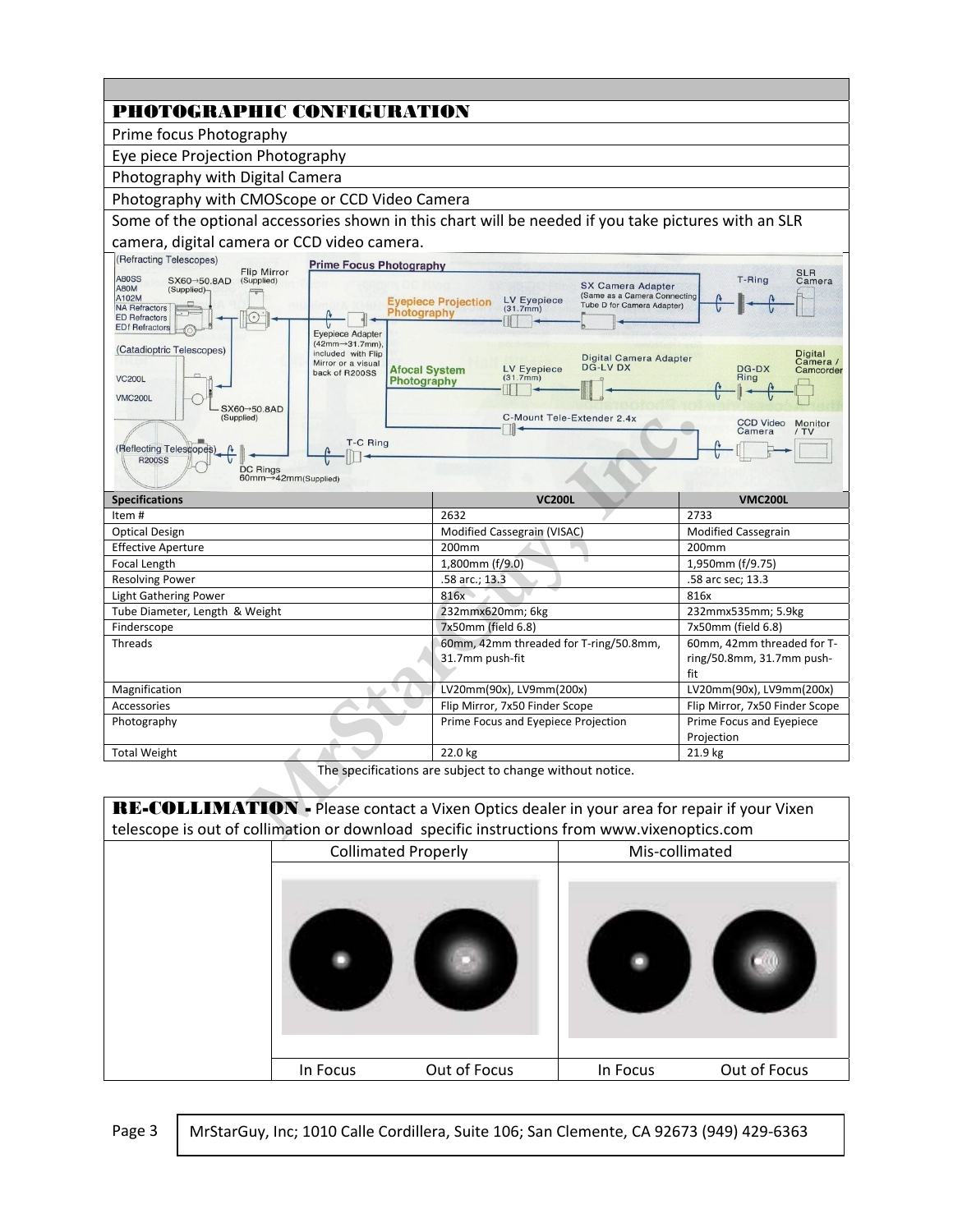## PHOTOGRAPHIC CONFIGURATION

Prime focus Photography

Eye piece Projection Photography

Photography with Digital Camera

Photography with CMOScope or CCD Video Camera

Some of the optional accessories shown in this chart will be needed if you take pictures with an SLR camera, digital camera or CCD video camera.

(Refracting Telescopes)
A80SS
A80M
A102M
NA Refractors
ED Refractors
EDf Refractors
SX60→50.8AD (Supplied)
Flip Mirror (Supplied)
Prime Focus Photography
Eyepiece Projection Photography
LV Eyepiece (31.7mm)
SX Camera Adapter (Same as a Camera Connecting Tube D for Camera Adapter)
T-Ring
SLR Camera
(Catadioptric Telescopes)
VC200L
VMC200L
SX60→50.8AD (Supplied)
Eyepiece Adapter (42mm→31.7mm), included with Flip Mirror or a visual back of R200SS
Afocal System Photography
LV Eyepiece (31.7mm)
Digital Camera Adapter DG-LV DX
DG-DX Ring
Digital Camera / Camcorder
C-Mount Tele-Extender 2.4x
CCD Video Camera
Monitor / TV
(Reflecting Telescopes)
R200SS
T-C Ring
DC Rings 60mm→42mm(Supplied)

| Specifications | VC200L | VMC200L |
|---|---|---|
| Item # | 2632 | 2733 |
| Optical Design | Modified Cassegrain (VISAC) | Modified Cassegrain |
| Effective Aperture | 200mm | 200mm |
| Focal Length | 1,800mm (f/9.0) | 1,950mm (f/9.75) |
| Resolving Power | .58 arc.; 13.3 | .58 arc sec; 13.3 |
| Light Gathering Power | 816x | 816x |
| Tube Diameter, Length & Weight | 232mmx620mm; 6kg | 232mmx535mm; 5.9kg |
| Finderscope | 7x50mm (field 6.8) | 7x50mm (field 6.8) |
| Threads | 60mm, 42mm threaded for T-ring/50.8mm, 31.7mm push-fit | 60mm, 42mm threaded for T-ring/50.8mm, 31.7mm push-fit |
| Magnification | LV20mm(90x), LV9mm(200x) | LV20mm(90x), LV9mm(200x) |
| Accessories | Flip Mirror, 7x50 Finder Scope | Flip Mirror, 7x50 Finder Scope |
| Photography | Prime Focus and Eyepiece Projection | Prime Focus and Eyepiece Projection |
| Total Weight | 22.0 kg | 21.9 kg |

The specifications are subject to change without notice.

**RE-COLLIMATION -** Please contact a Vixen Optics dealer in your area for repair if your Vixen telescope is out of collimation or download specific instructions from www.vixenoptics.com

| | Collimated Properly | | Mis-collimated | |
|---|---|---|---|---|
| | In Focus | Out of Focus | In Focus | Out of Focus |

MrStarGuy, Inc; 1010 Calle Cordillera, Suite 106; San Clemente, CA 92673 (949) 429-6363